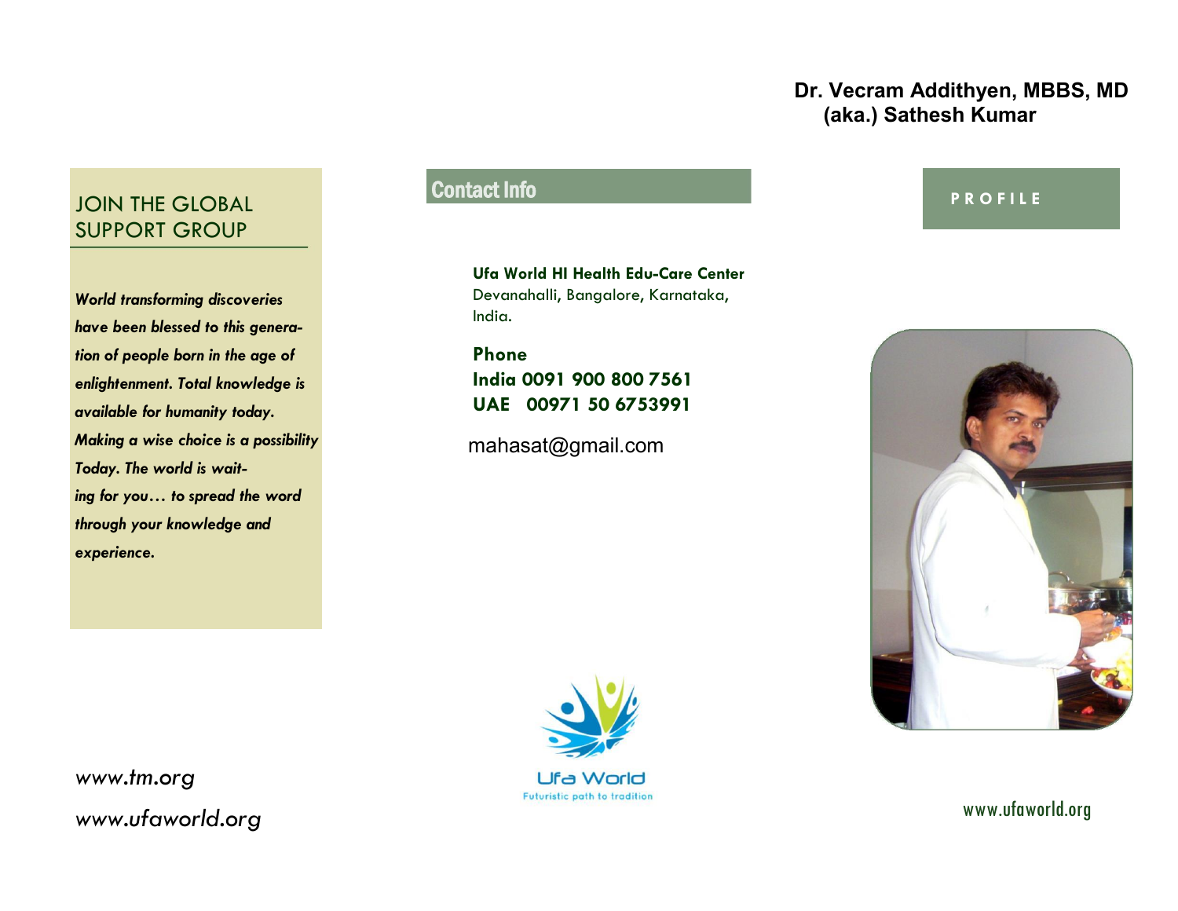# JOIN THE GLOBAL SUPPORT GROUP

***World transforming discoveries have been blessed to this generation of people born in the age of enlightenment. Total knowledge is available for humanity today. Making a wise choice is a possibility Today. The world is waiting for you… to spread the word through your knowledge and experience.***

*www.tm.org*

*www.ufaworld.org*

## Contact Info

**Ufa World HI Health Edu-Care Center**
Devanahalli, Bangalore, Karnataka, India.

**Phone**
**India 0091 900 800 7561**
**UAE 00971 50 6753991**

mahasat@gmail.com

Ufa World
Futuristic path to tradition

**Dr. Vecram Addithyen, MBBS, MD**
**(aka.) Sathesh Kumar**

## PROFILE

www.ufaworld.org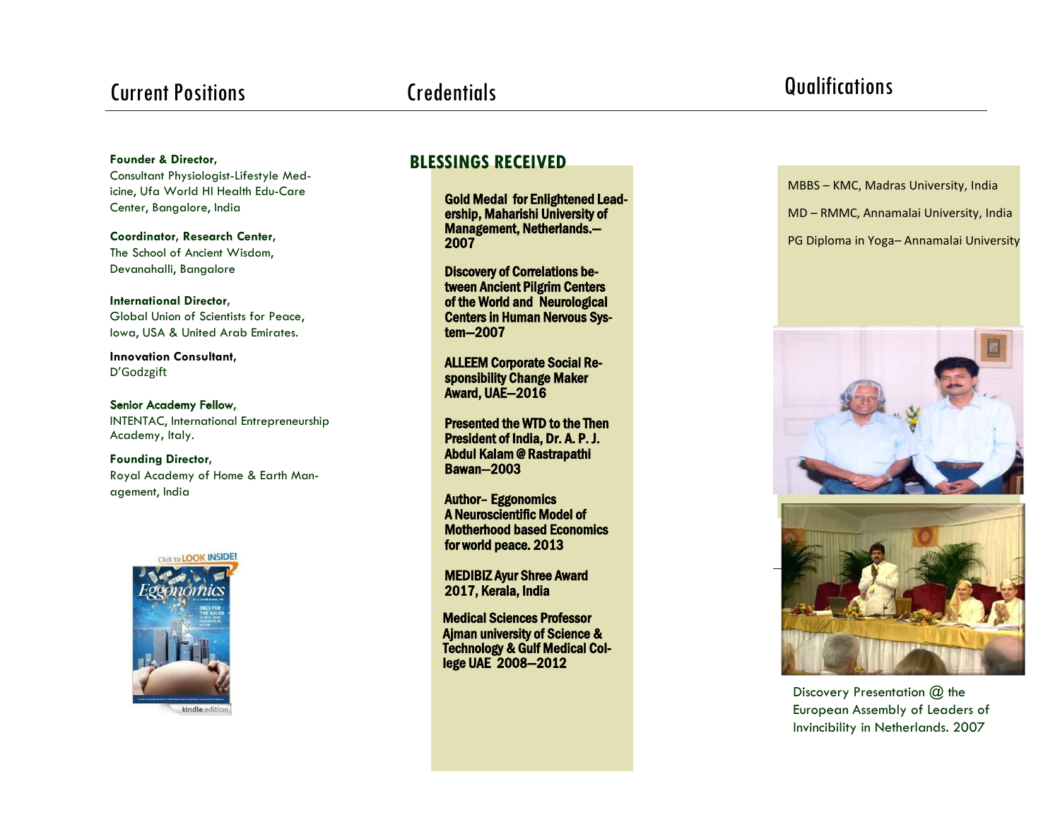## Current Positions

**Founder & Director,**
Consultant Physiologist-Lifestyle Medicine, Ufa World HI Health Edu-Care Center, Bangalore, India

**Coordinator, Research Center,**
The School of Ancient Wisdom, Devanahalli, Bangalore

**International Director,**
Global Union of Scientists for Peace, Iowa, USA & United Arab Emirates.

**Innovation Consultant,**
D'Godzgift

**Senior Academy Fellow,**
INTENTAC, International Entrepreneurship Academy, Italy.

**Founding Director,**
Royal Academy of Home & Earth Management, India

## Credentials

### BLESSINGS RECEIVED

**Gold Medal for Enlightened Leadership, Maharishi University of Management, Netherlands.—2007**

**Discovery of Correlations between Ancient Pilgrim Centers of the World and Neurological Centers in Human Nervous System—2007**

**ALLEEM Corporate Social Responsibility Change Maker Award, UAE—2016**

**Presented the WTD to the Then President of India, Dr. A. P. J. Abdul Kalam @ Rastrapathi Bawan—2003**

**Author– Eggonomics**
**A Neuroscientific Model of Motherhood based Economics for world peace. 2013**

**MEDIBIZ Ayur Shree Award 2017, Kerala, India**

**Medical Sciences Professor Ajman university of Science & Technology & Gulf Medical College UAE 2008—2012**

## Qualifications

MBBS – KMC, Madras University, India

MD – RMMC, Annamalai University, India

PG Diploma in Yoga– Annamalai University

Discovery Presentation @ the European Assembly of Leaders of Invincibility in Netherlands. 2007